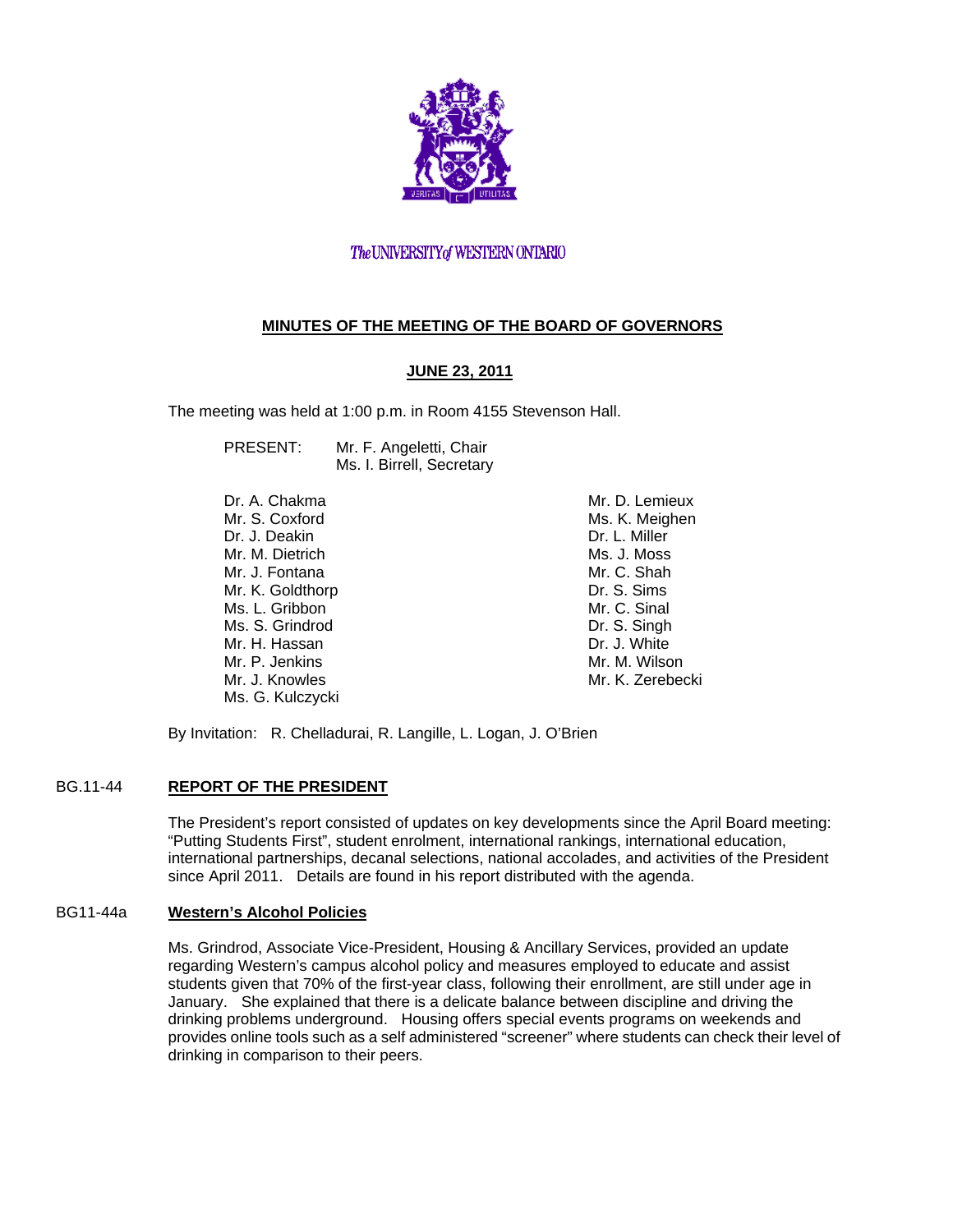The UNIVERSITY of WESTERN ONTARIO

# MINUTES OF THE MEETING OF THE BOARD OF GOVERNORS

## JUNE 23, 2011

The meeting was held at 1:00 p.m. in Room 4155 Stevenson Hall.

PRESENT: Mr. F. Angeletti, Chair
Ms. I. Birrell, Secretary

Dr. A. Chakma
Mr. S. Coxford
Dr. J. Deakin
Mr. M. Dietrich
Mr. J. Fontana
Mr. K. Goldthorp
Ms. L. Gribbon
Ms. S. Grindrod
Mr. H. Hassan
Mr. P. Jenkins
Mr. J. Knowles
Ms. G. Kulczycki
Mr. D. Lemieux
Ms. K. Meighen
Dr. L. Miller
Ms. J. Moss
Mr. C. Shah
Dr. S. Sims
Mr. C. Sinal
Dr. S. Singh
Dr. J. White
Mr. M. Wilson
Mr. K. Zerebecki

By Invitation: R. Chelladurai, R. Langille, L. Logan, J. O'Brien

## BG.11-44 REPORT OF THE PRESIDENT

The President's report consisted of updates on key developments since the April Board meeting: "Putting Students First", student enrolment, international rankings, international education, international partnerships, decanal selections, national accolades, and activities of the President since April 2011. Details are found in his report distributed with the agenda.

## BG11-44a Western's Alcohol Policies

Ms. Grindrod, Associate Vice-President, Housing & Ancillary Services, provided an update regarding Western's campus alcohol policy and measures employed to educate and assist students given that 70% of the first-year class, following their enrollment, are still under age in January. She explained that there is a delicate balance between discipline and driving the drinking problems underground. Housing offers special events programs on weekends and provides online tools such as a self administered "screener" where students can check their level of drinking in comparison to their peers.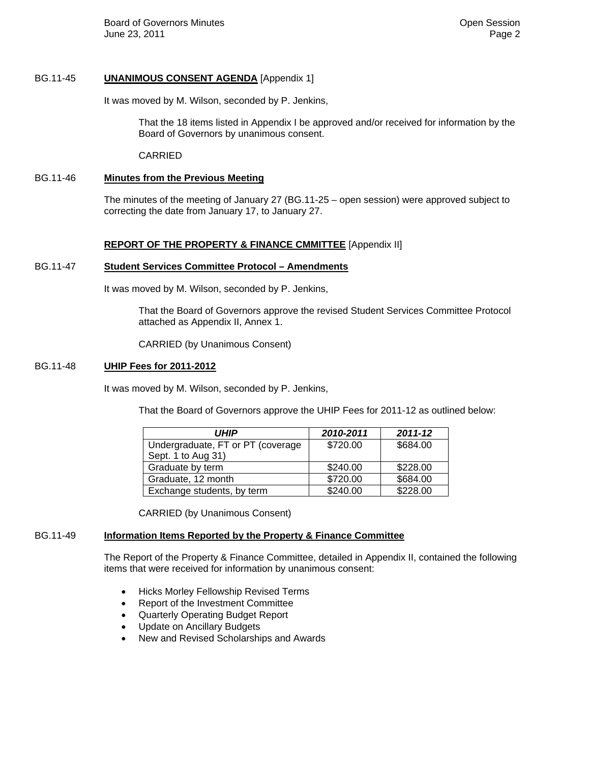BG.11-45 **UNANIMOUS CONSENT AGENDA** [Appendix 1]

It was moved by M. Wilson, seconded by P. Jenkins,

> That the 18 items listed in Appendix I be approved and/or received for information by the Board of Governors by unanimous consent.
>
> CARRIED

BG.11-46 **Minutes from the Previous Meeting**

The minutes of the meeting of January 27 (BG.11-25 – open session) were approved subject to correcting the date from January 17, to January 27.

**REPORT OF THE PROPERTY & FINANCE CMMITTEE** [Appendix II]

BG.11-47 **Student Services Committee Protocol – Amendments**

It was moved by M. Wilson, seconded by P. Jenkins,

> That the Board of Governors approve the revised Student Services Committee Protocol attached as Appendix II, Annex 1.
>
> CARRIED (by Unanimous Consent)

BG.11-48 **UHIP Fees for 2011-2012**

It was moved by M. Wilson, seconded by P. Jenkins,

> That the Board of Governors approve the UHIP Fees for 2011-12 as outlined below:

| *UHIP* | *2010-2011* | *2011-12* |
|---|---|---|
| Undergraduate, FT or PT (coverage Sept. 1 to Aug 31) | $720.00 | $684.00 |
| Graduate by term | $240.00 | $228.00 |
| Graduate, 12 month | $720.00 | $684.00 |
| Exchange students, by term | $240.00 | $228.00 |

> CARRIED (by Unanimous Consent)

BG.11-49 **Information Items Reported by the Property & Finance Committee**

The Report of the Property & Finance Committee, detailed in Appendix II, contained the following items that were received for information by unanimous consent:

- Hicks Morley Fellowship Revised Terms
- Report of the Investment Committee
- Quarterly Operating Budget Report
- Update on Ancillary Budgets
- New and Revised Scholarships and Awards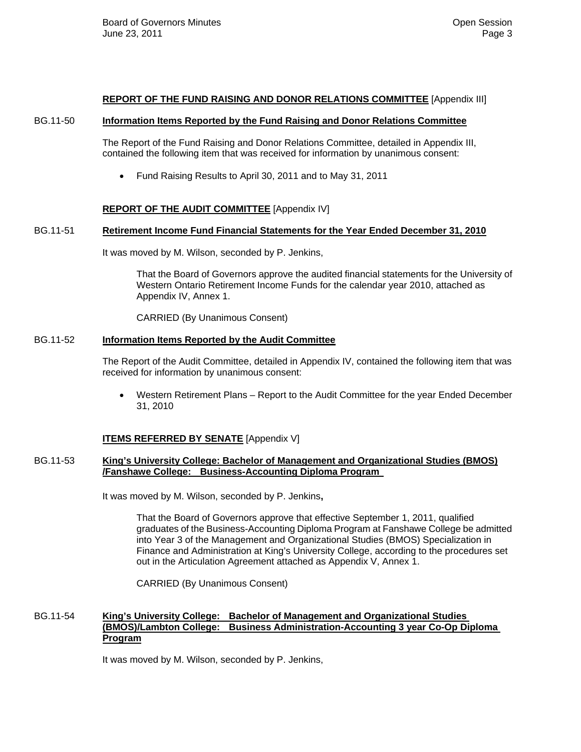**REPORT OF THE FUND RAISING AND DONOR RELATIONS COMMITTEE** [Appendix III]

BG.11-50 **Information Items Reported by the Fund Raising and Donor Relations Committee**

The Report of the Fund Raising and Donor Relations Committee, detailed in Appendix III, contained the following item that was received for information by unanimous consent:

- Fund Raising Results to April 30, 2011 and to May 31, 2011

**REPORT OF THE AUDIT COMMITTEE** [Appendix IV]

BG.11-51 **Retirement Income Fund Financial Statements for the Year Ended December 31, 2010**

It was moved by M. Wilson, seconded by P. Jenkins,

> That the Board of Governors approve the audited financial statements for the University of Western Ontario Retirement Income Funds for the calendar year 2010, attached as Appendix IV, Annex 1.
>
> CARRIED (By Unanimous Consent)

BG.11-52 **Information Items Reported by the Audit Committee**

The Report of the Audit Committee, detailed in Appendix IV, contained the following item that was received for information by unanimous consent:

- Western Retirement Plans – Report to the Audit Committee for the year Ended December 31, 2010

**ITEMS REFERRED BY SENATE** [Appendix V]

BG.11-53 **King's University College: Bachelor of Management and Organizational Studies (BMOS) /Fanshawe College: Business-Accounting Diploma Program**

It was moved by M. Wilson, seconded by P. Jenkins**,**

> That the Board of Governors approve that effective September 1, 2011, qualified graduates of the Business-Accounting Diploma Program at Fanshawe College be admitted into Year 3 of the Management and Organizational Studies (BMOS) Specialization in Finance and Administration at King's University College, according to the procedures set out in the Articulation Agreement attached as Appendix V, Annex 1.
>
> CARRIED (By Unanimous Consent)

BG.11-54 **King's University College: Bachelor of Management and Organizational Studies (BMOS)/Lambton College: Business Administration-Accounting 3 year Co-Op Diploma Program**

It was moved by M. Wilson, seconded by P. Jenkins,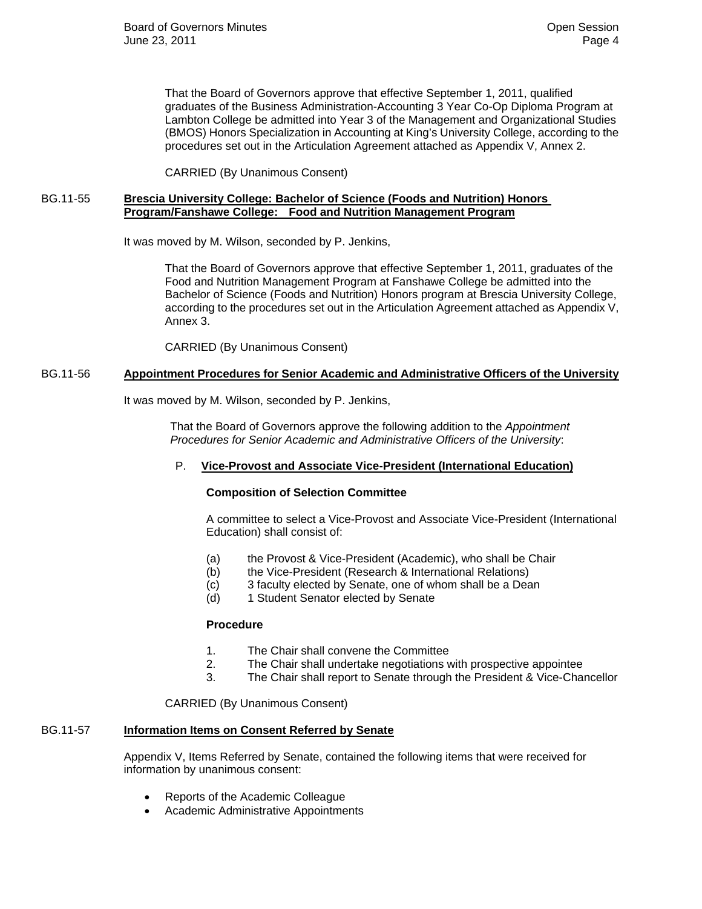That the Board of Governors approve that effective September 1, 2011, qualified graduates of the Business Administration-Accounting 3 Year Co-Op Diploma Program at Lambton College be admitted into Year 3 of the Management and Organizational Studies (BMOS) Honors Specialization in Accounting at King's University College, according to the procedures set out in the Articulation Agreement attached as Appendix V, Annex 2.

CARRIED (By Unanimous Consent)

## BG.11-55 Brescia University College: Bachelor of Science (Foods and Nutrition) Honors Program/Fanshawe College: Food and Nutrition Management Program

It was moved by M. Wilson, seconded by P. Jenkins,

That the Board of Governors approve that effective September 1, 2011, graduates of the Food and Nutrition Management Program at Fanshawe College be admitted into the Bachelor of Science (Foods and Nutrition) Honors program at Brescia University College, according to the procedures set out in the Articulation Agreement attached as Appendix V, Annex 3.

CARRIED (By Unanimous Consent)

## BG.11-56 Appointment Procedures for Senior Academic and Administrative Officers of the University

It was moved by M. Wilson, seconded by P. Jenkins,

That the Board of Governors approve the following addition to the *Appointment Procedures for Senior Academic and Administrative Officers of the University*:

### P. Vice-Provost and Associate Vice-President (International Education)

**Composition of Selection Committee**

A committee to select a Vice-Provost and Associate Vice-President (International Education) shall consist of:

(a) the Provost & Vice-President (Academic), who shall be Chair
(b) the Vice-President (Research & International Relations)
(c) 3 faculty elected by Senate, one of whom shall be a Dean
(d) 1 Student Senator elected by Senate

**Procedure**

1. The Chair shall convene the Committee
2. The Chair shall undertake negotiations with prospective appointee
3. The Chair shall report to Senate through the President & Vice-Chancellor

CARRIED (By Unanimous Consent)

## BG.11-57 Information Items on Consent Referred by Senate

Appendix V, Items Referred by Senate, contained the following items that were received for information by unanimous consent:

- Reports of the Academic Colleague
- Academic Administrative Appointments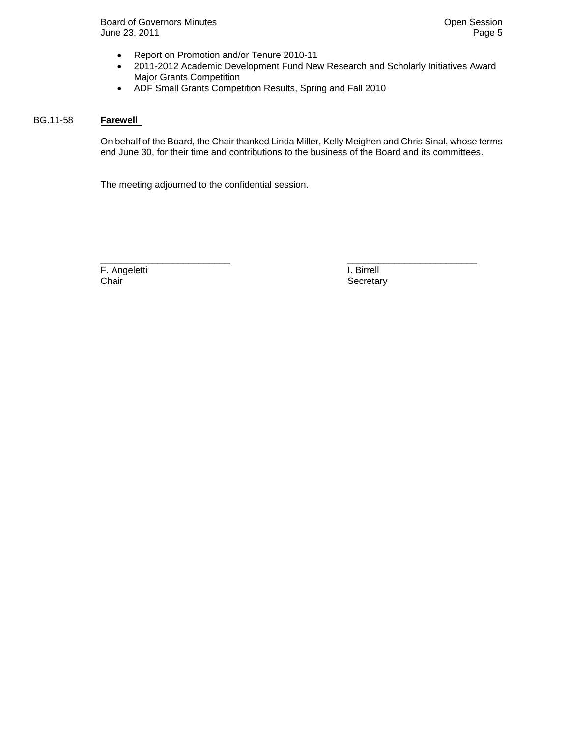- Report on Promotion and/or Tenure 2010-11
- 2011-2012 Academic Development Fund New Research and Scholarly Initiatives Award Major Grants Competition
- ADF Small Grants Competition Results, Spring and Fall 2010

BG.11-58 **Farewell**

On behalf of the Board, the Chair thanked Linda Miller, Kelly Meighen and Chris Sinal, whose terms end June 30, for their time and contributions to the business of the Board and its committees.

The meeting adjourned to the confidential session.

| | |
|---|---|
| _________________________ | _________________________ |
| F. Angeletti | I. Birrell |
| Chair | Secretary |